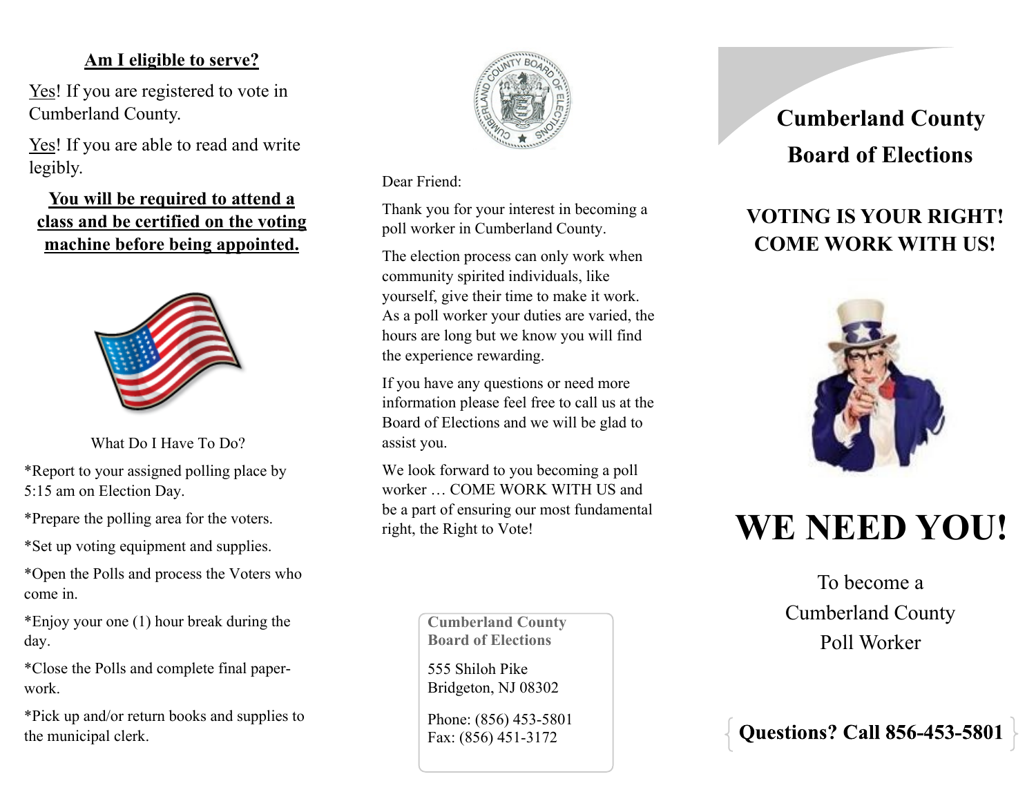## Am I eligible to serve?

Yes! If you are registered to vote in Cumberland County.

Yes! If you are able to read and write legibly.

**You will be required to attend a class and be certified on the voting machine before being appointed.**

What Do I Have To Do?

*Report to your assigned polling place by 5:15 am on Election Day.

*Prepare the polling area for the voters.

*Set up voting equipment and supplies.

*Open the Polls and process the Voters who come in.

*Enjoy your one (1) hour break during the day.

*Close the Polls and complete final paper-work.

*Pick up and/or return books and supplies to the municipal clerk.

Dear Friend:

Thank you for your interest in becoming a poll worker in Cumberland County.

The election process can only work when community spirited individuals, like yourself, give their time to make it work. As a poll worker your duties are varied, the hours are long but we know you will find the experience rewarding.

If you have any questions or need more information please feel free to call us at the Board of Elections and we will be glad to assist you.

We look forward to you becoming a poll worker … COME WORK WITH US and be a part of ensuring our most fundamental right, the Right to Vote!

**Cumberland County Board of Elections**

555 Shiloh Pike
Bridgeton, NJ 08302

Phone: (856) 453-5801
Fax: (856) 451-3172

# Cumberland County Board of Elections

## VOTING IS YOUR RIGHT! COME WORK WITH US!

# WE NEED YOU!

To become a Cumberland County Poll Worker

**Questions? Call 856-453-5801**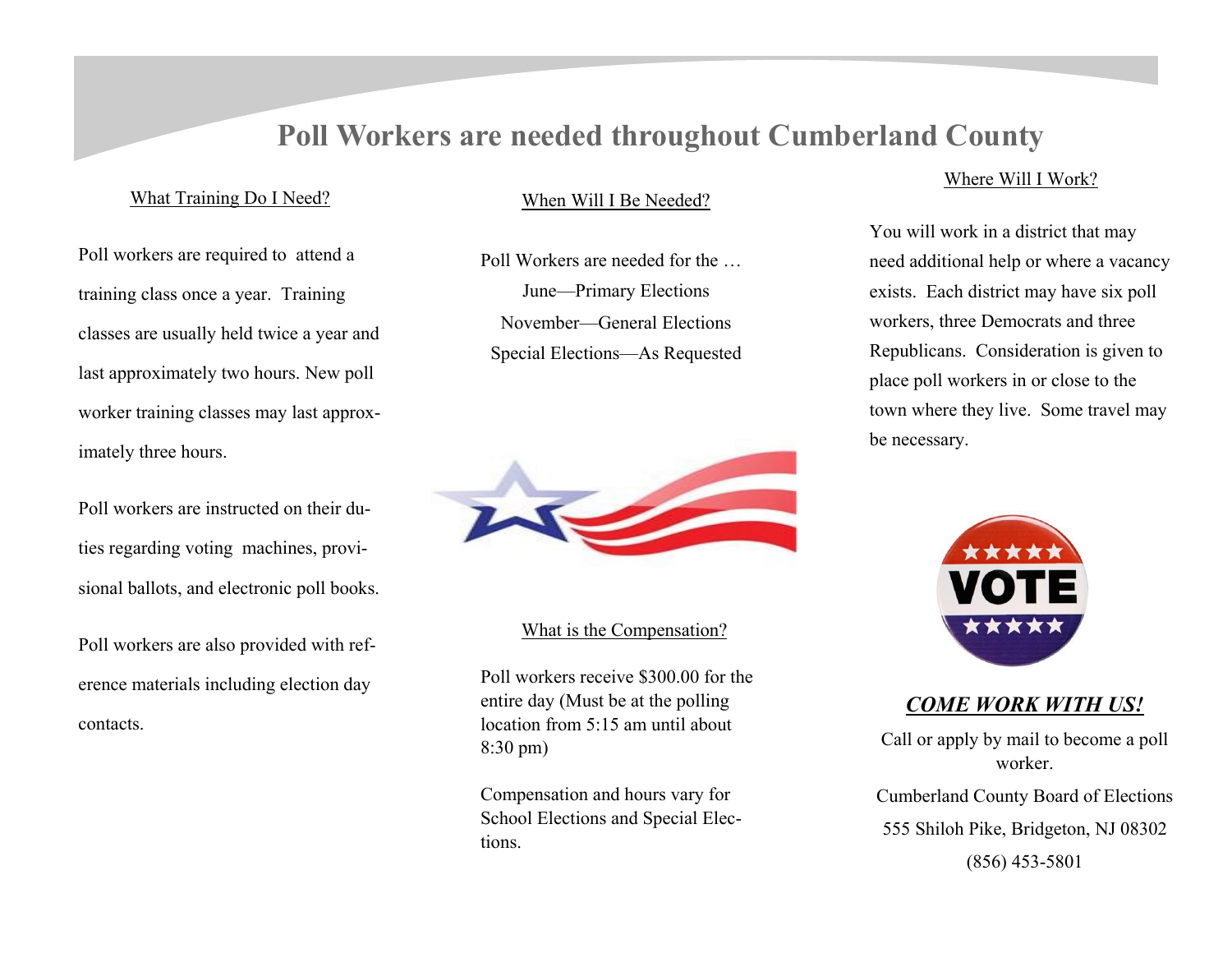# Poll Workers are needed throughout Cumberland County

## What Training Do I Need?

Poll workers are required to attend a training class once a year. Training classes are usually held twice a year and last approximately two hours. New poll worker training classes may last approximately three hours.

Poll workers are instructed on their duties regarding voting machines, provisional ballots, and electronic poll books.

Poll workers are also provided with reference materials including election day contacts.

## When Will I Be Needed?

Poll Workers are needed for the …

June—Primary Elections

November—General Elections

Special Elections—As Requested

## What is the Compensation?

Poll workers receive $300.00 for the entire day (Must be at the polling location from 5:15 am until about 8:30 pm)

Compensation and hours vary for School Elections and Special Elections.

## Where Will I Work?

You will work in a district that may need additional help or where a vacancy exists. Each district may have six poll workers, three Democrats and three Republicans. Consideration is given to place poll workers in or close to the town where they live. Some travel may be necessary.

VOTE

***COME WORK WITH US!***

Call or apply by mail to become a poll worker.

Cumberland County Board of Elections

555 Shiloh Pike, Bridgeton, NJ 08302

(856) 453-5801